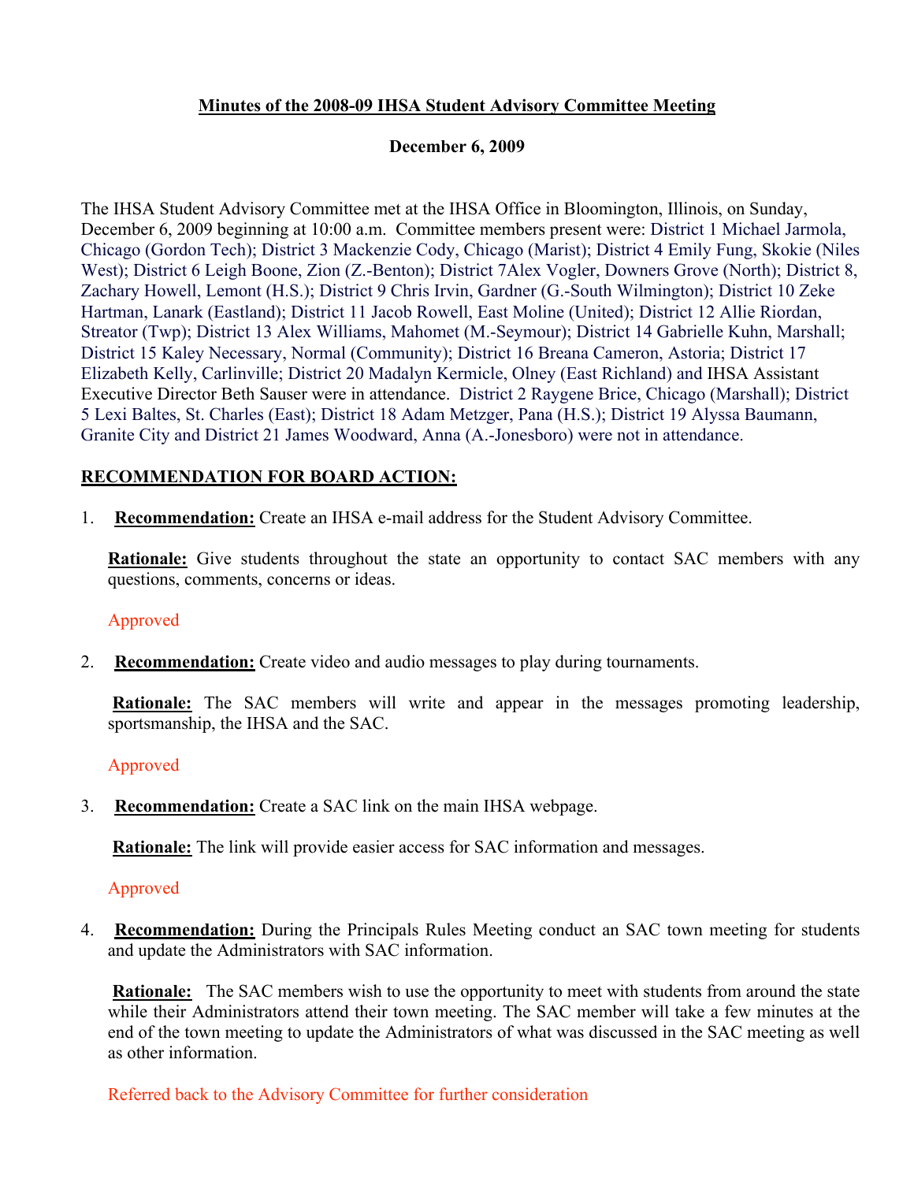**Minutes of the 2008-09 IHSA Student Advisory Committee Meeting**

**December 6, 2009**

The IHSA Student Advisory Committee met at the IHSA Office in Bloomington, Illinois, on Sunday, December 6, 2009 beginning at 10:00 a.m. Committee members present were: District 1 Michael Jarmola, Chicago (Gordon Tech); District 3 Mackenzie Cody, Chicago (Marist); District 4 Emily Fung, Skokie (Niles West); District 6 Leigh Boone, Zion (Z.-Benton); District 7Alex Vogler, Downers Grove (North); District 8, Zachary Howell, Lemont (H.S.); District 9 Chris Irvin, Gardner (G.-South Wilmington); District 10 Zeke Hartman, Lanark (Eastland); District 11 Jacob Rowell, East Moline (United); District 12 Allie Riordan, Streator (Twp); District 13 Alex Williams, Mahomet (M.-Seymour); District 14 Gabrielle Kuhn, Marshall; District 15 Kaley Necessary, Normal (Community); District 16 Breana Cameron, Astoria; District 17 Elizabeth Kelly, Carlinville; District 20 Madalyn Kermicle, Olney (East Richland) and IHSA Assistant Executive Director Beth Sauser were in attendance. District 2 Raygene Brice, Chicago (Marshall); District 5 Lexi Baltes, St. Charles (East); District 18 Adam Metzger, Pana (H.S.); District 19 Alyssa Baumann, Granite City and District 21 James Woodward, Anna (A.-Jonesboro) were not in attendance.

**RECOMMENDATION FOR BOARD ACTION:**

1. **Recommendation:** Create an IHSA e-mail address for the Student Advisory Committee.

   **Rationale:** Give students throughout the state an opportunity to contact SAC members with any questions, comments, concerns or ideas.

   Approved

2. **Recommendation:** Create video and audio messages to play during tournaments.

   **Rationale:** The SAC members will write and appear in the messages promoting leadership, sportsmanship, the IHSA and the SAC.

   Approved

3. **Recommendation:** Create a SAC link on the main IHSA webpage.

   **Rationale:** The link will provide easier access for SAC information and messages.

   Approved

4. **Recommendation:** During the Principals Rules Meeting conduct an SAC town meeting for students and update the Administrators with SAC information.

   **Rationale:** The SAC members wish to use the opportunity to meet with students from around the state while their Administrators attend their town meeting. The SAC member will take a few minutes at the end of the town meeting to update the Administrators of what was discussed in the SAC meeting as well as other information.

   Referred back to the Advisory Committee for further consideration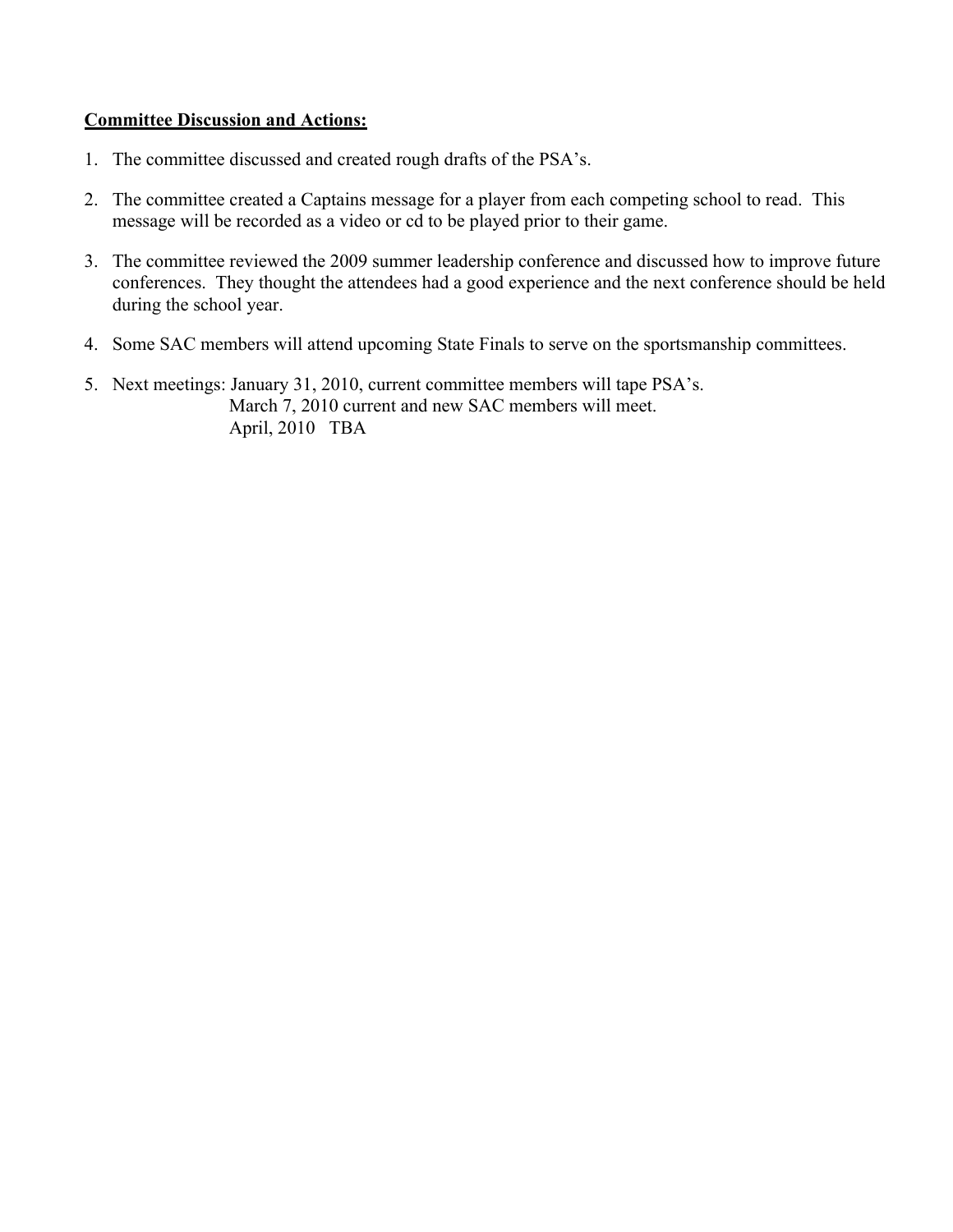**Committee Discussion and Actions:**

1. The committee discussed and created rough drafts of the PSA's.

2. The committee created a Captains message for a player from each competing school to read. This message will be recorded as a video or cd to be played prior to their game.

3. The committee reviewed the 2009 summer leadership conference and discussed how to improve future conferences. They thought the attendees had a good experience and the next conference should be held during the school year.

4. Some SAC members will attend upcoming State Finals to serve on the sportsmanship committees.

5. Next meetings: January 31, 2010, current committee members will tape PSA's.
   March 7, 2010 current and new SAC members will meet.
   April, 2010 TBA